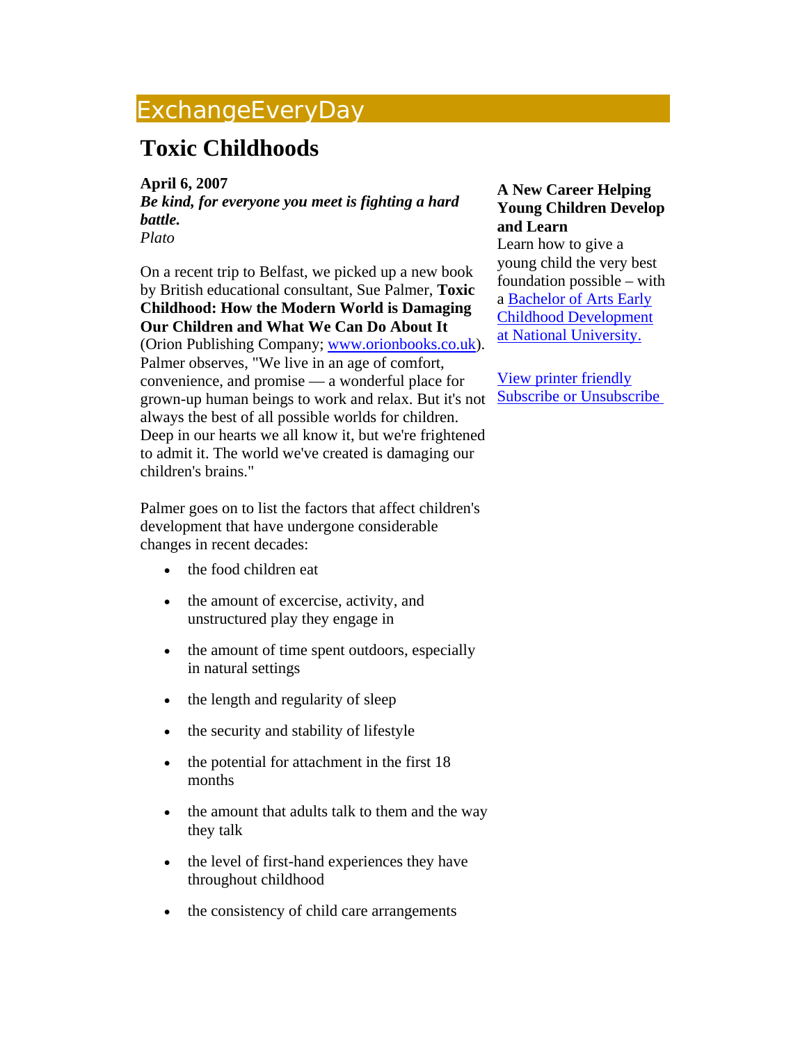# ExchangeEveryDay

## Toxic Childhoods

**April 6, 2007**
***Be kind, for everyone you meet is fighting a hard battle.***
*Plato*

On a recent trip to Belfast, we picked up a new book by British educational consultant, Sue Palmer, **Toxic Childhood: How the Modern World is Damaging Our Children and What We Can Do About It** (Orion Publishing Company; www.orionbooks.co.uk). Palmer observes, "We live in an age of comfort, convenience, and promise — a wonderful place for grown-up human beings to work and relax. But it's not always the best of all possible worlds for children. Deep in our hearts we all know it, but we're frightened to admit it. The world we've created is damaging our children's brains."

Palmer goes on to list the factors that affect children's development that have undergone considerable changes in recent decades:

- the food children eat
- the amount of excercise, activity, and unstructured play they engage in
- the amount of time spent outdoors, especially in natural settings
- the length and regularity of sleep
- the security and stability of lifestyle
- the potential for attachment in the first 18 months
- the amount that adults talk to them and the way they talk
- the level of first-hand experiences they have throughout childhood
- the consistency of child care arrangements

**A New Career Helping Young Children Develop and Learn**
Learn how to give a young child the very best foundation possible – with a Bachelor of Arts Early Childhood Development at National University.

View printer friendly
Subscribe or Unsubscribe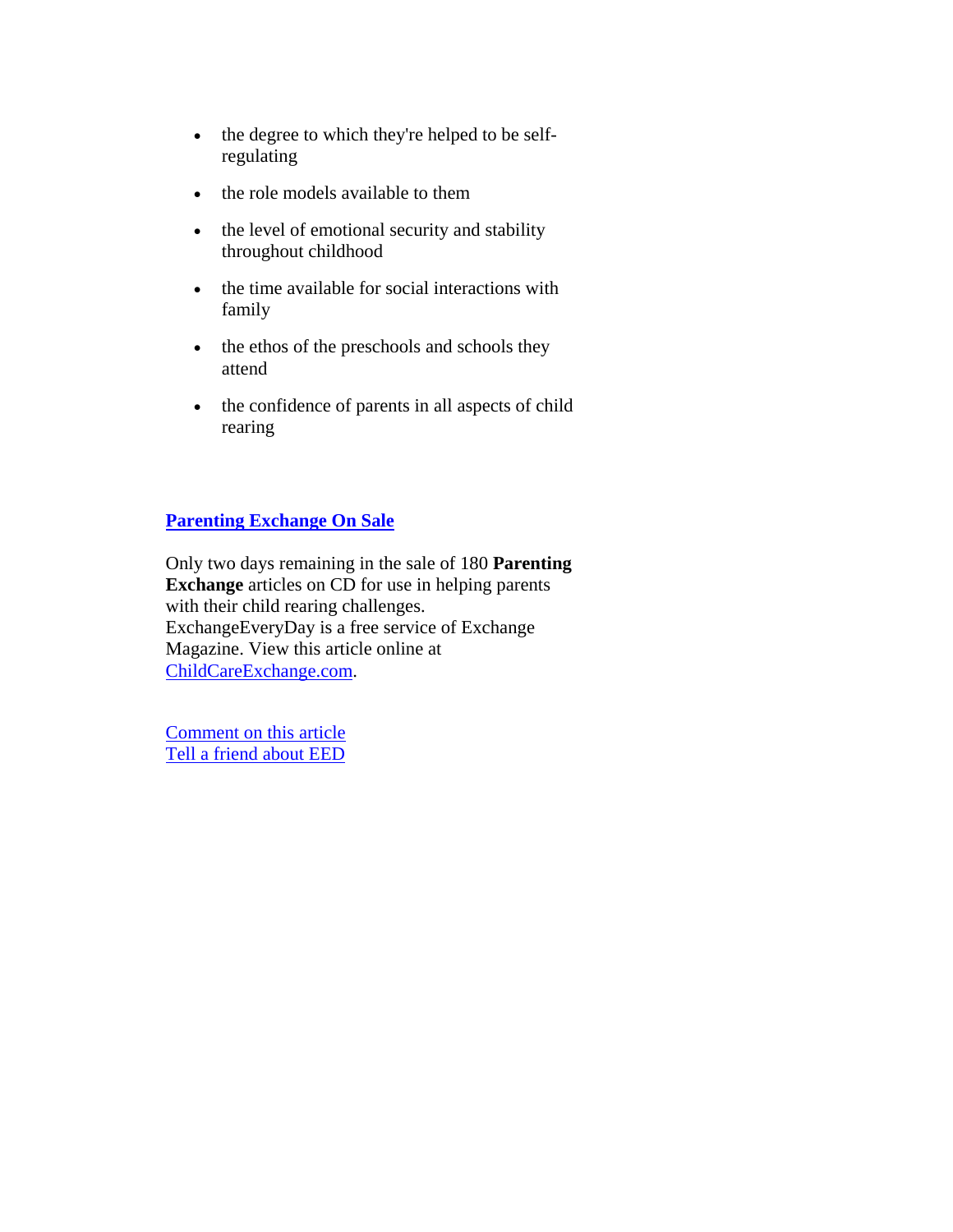- the degree to which they're helped to be self-regulating
- the role models available to them
- the level of emotional security and stability throughout childhood
- the time available for social interactions with family
- the ethos of the preschools and schools they attend
- the confidence of parents in all aspects of child rearing

**Parenting Exchange On Sale**

Only two days remaining in the sale of 180 **Parenting Exchange** articles on CD for use in helping parents with their child rearing challenges.
ExchangeEveryDay is a free service of Exchange Magazine. View this article online at ChildCareExchange.com.

Comment on this article
Tell a friend about EED